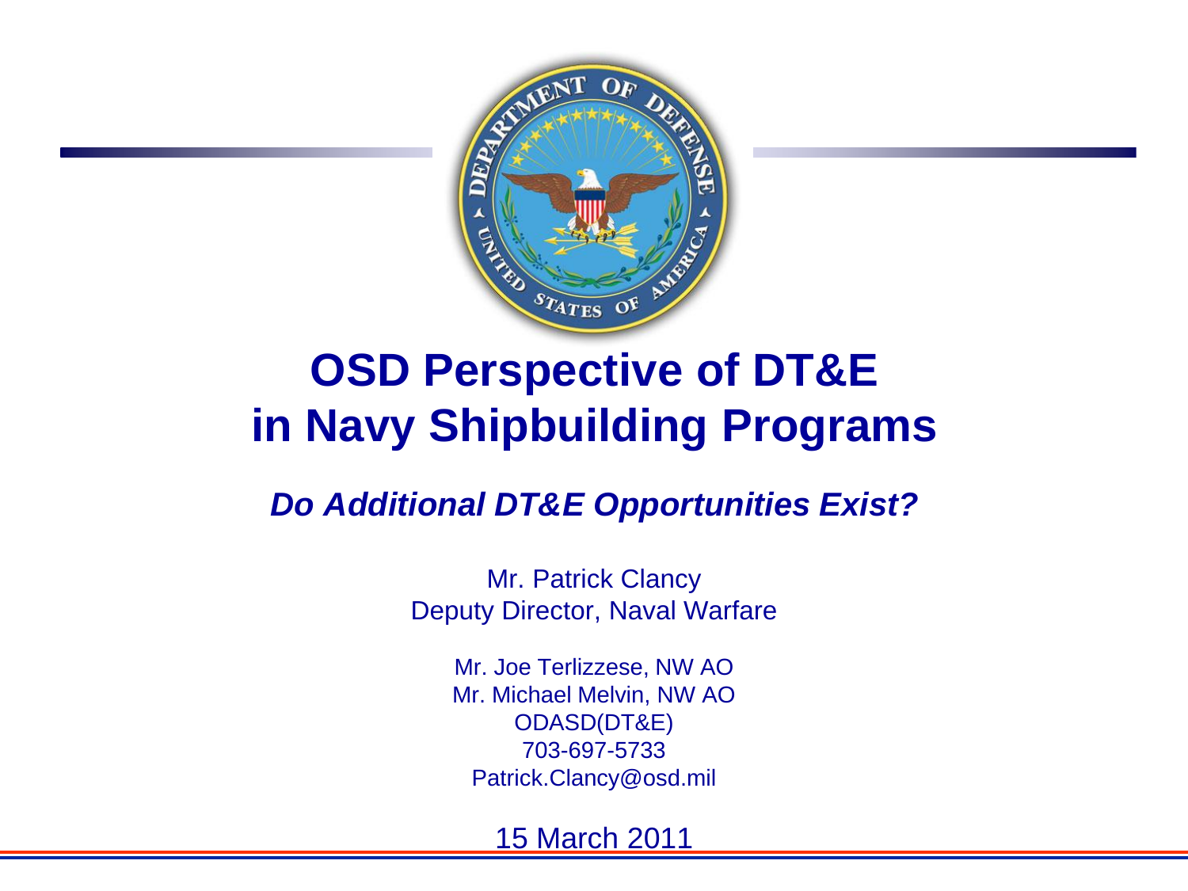# OSD Perspective of DT&E in Navy Shipbuilding Programs

***Do Additional DT&E Opportunities Exist?***

Mr. Patrick Clancy
Deputy Director, Naval Warfare

Mr. Joe Terlizzese, NW AO
Mr. Michael Melvin, NW AO
ODASD(DT&E)
703-697-5733
Patrick.Clancy@osd.mil

15 March 2011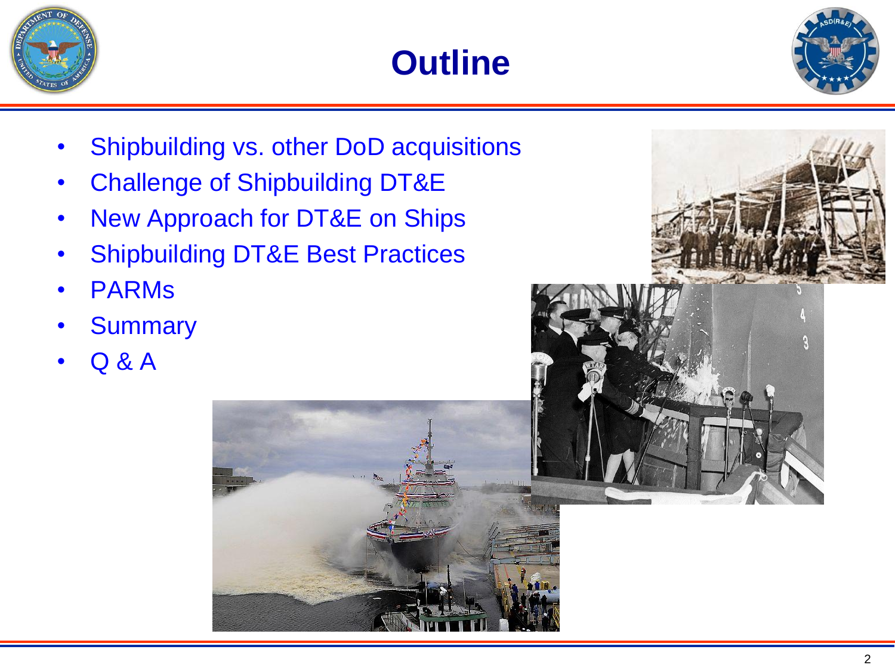# Outline

- Shipbuilding vs. other DoD acquisitions
- Challenge of Shipbuilding DT&E
- New Approach for DT&E on Ships
- Shipbuilding DT&E Best Practices
- PARMs
- Summary
- Q & A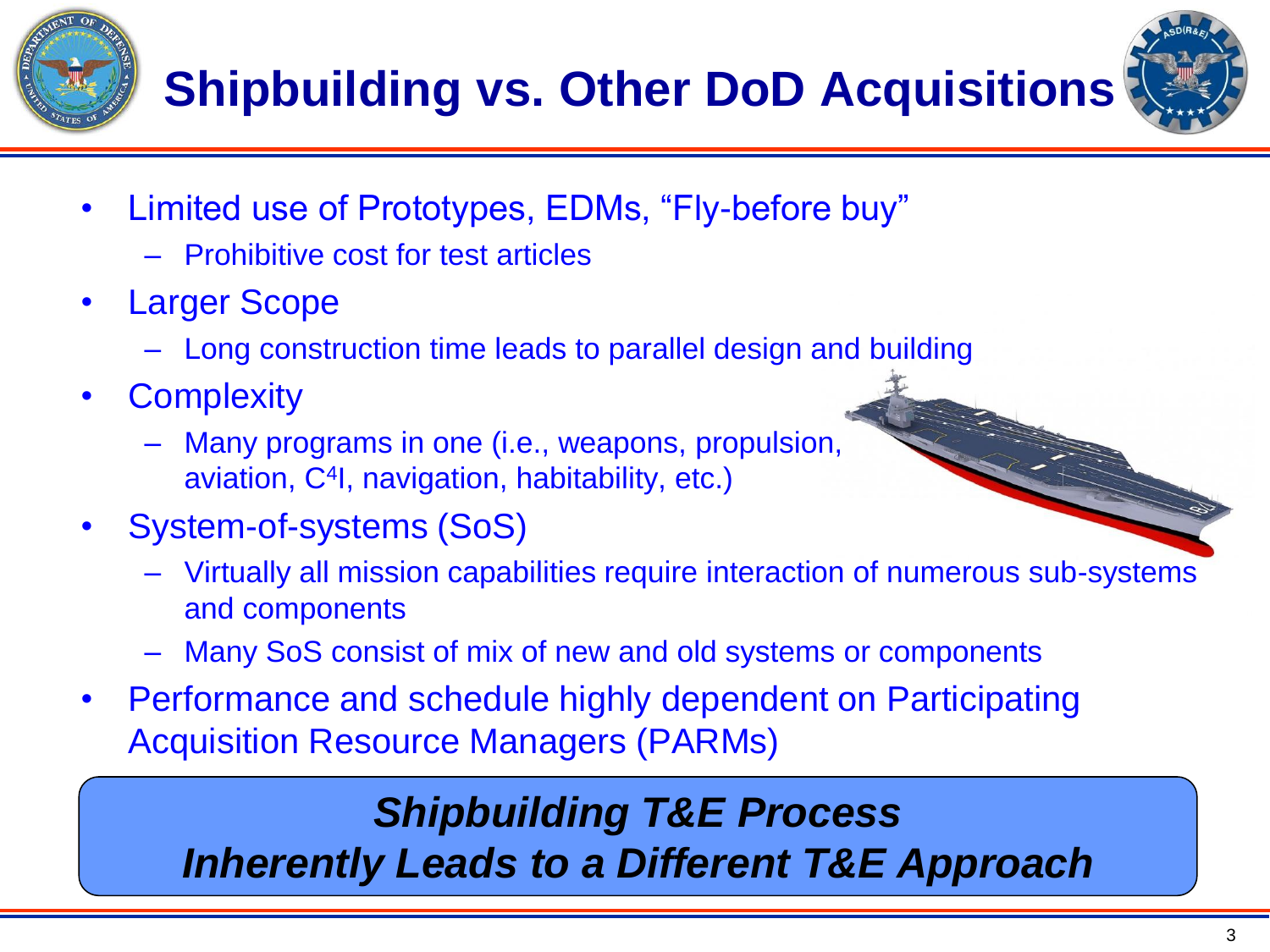# Shipbuilding vs. Other DoD Acquisitions

- Limited use of Prototypes, EDMs, "Fly-before buy"
  - Prohibitive cost for test articles
- Larger Scope
  - Long construction time leads to parallel design and building
- Complexity
  - Many programs in one (i.e., weapons, propulsion, aviation, $C^4$I, navigation, habitability, etc.)
- System-of-systems (SoS)
  - Virtually all mission capabilities require interaction of numerous sub-systems and components
  - Many SoS consist of mix of new and old systems or components
- Performance and schedule highly dependent on Participating Acquisition Resource Managers (PARMs)

***Shipbuilding T&E Process***
***Inherently Leads to a Different T&E Approach***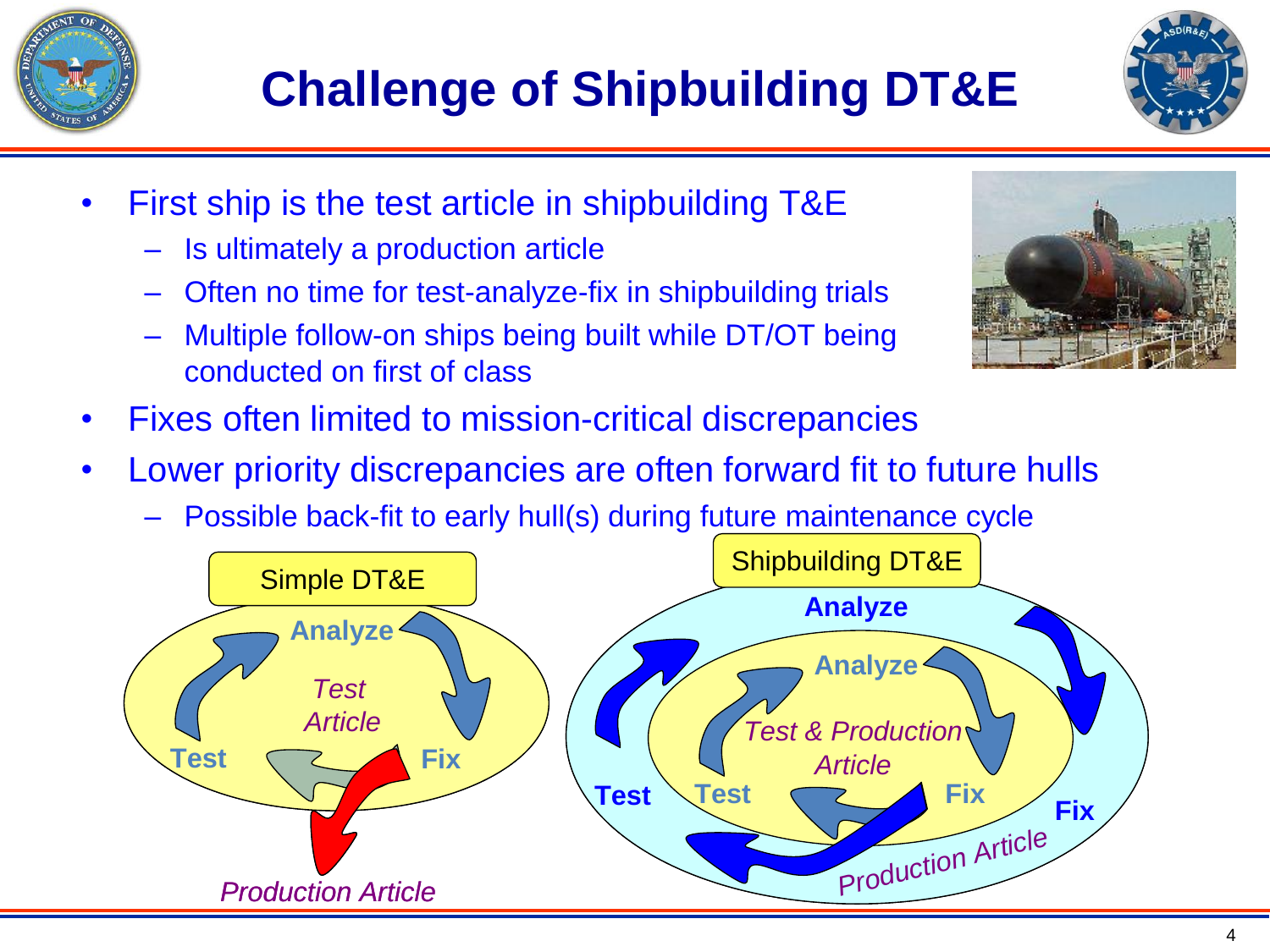# Challenge of Shipbuilding DT&E

- First ship is the test article in shipbuilding T&E
  - Is ultimately a production article
  - Often no time for test-analyze-fix in shipbuilding trials
  - Multiple follow-on ships being built while DT/OT being conducted on first of class
- Fixes often limited to mission-critical discrepancies
- Lower priority discrepancies are often forward fit to future hulls
  - Possible back-fit to early hull(s) during future maintenance cycle

**Simple DT&E**

Analyze — Fix — Test

*Test Article*

*Production Article*

**Shipbuilding DT&E**

Analyze — Fix — Test

*Test & Production Article*

*Production Article*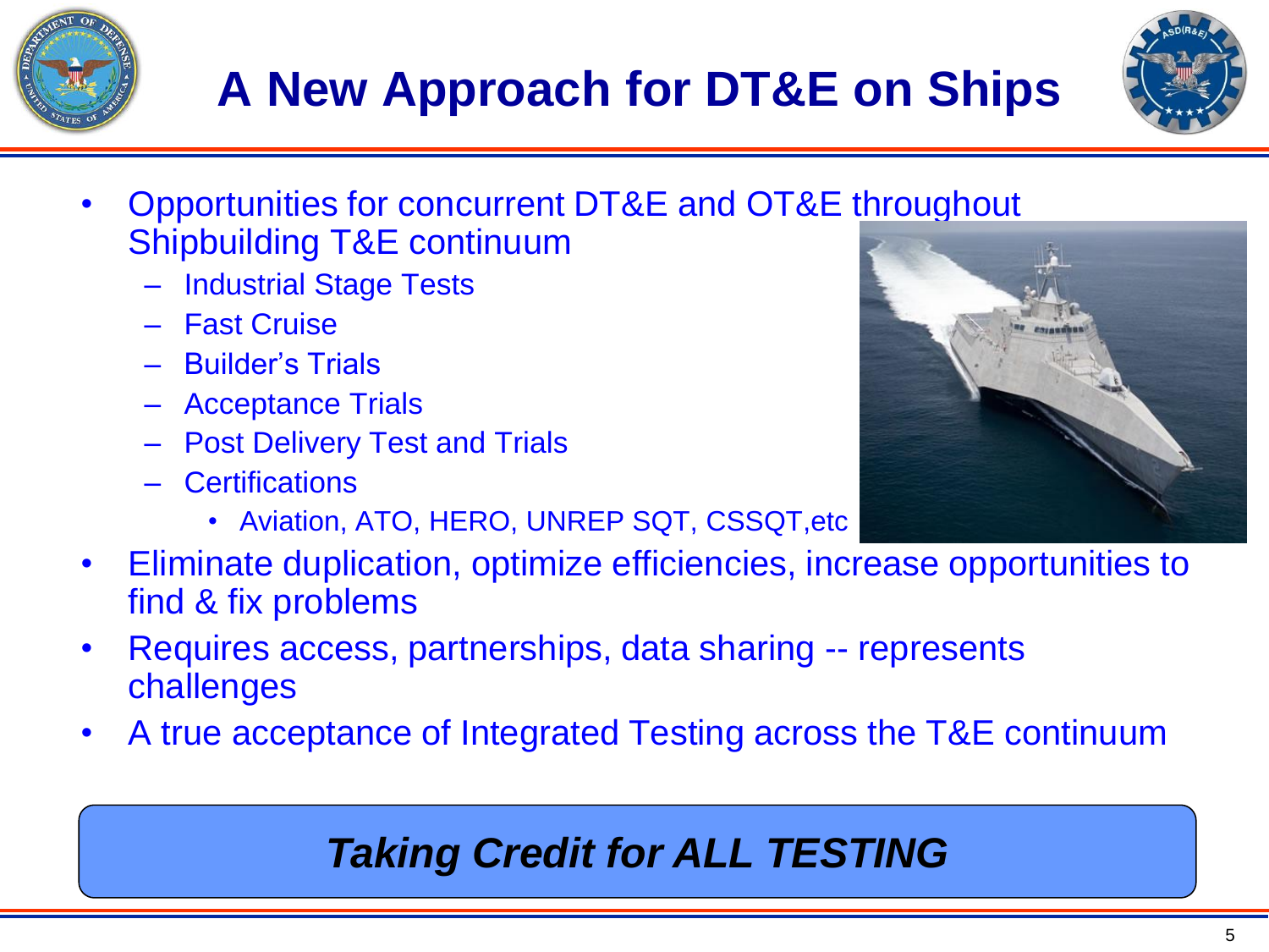# A New Approach for DT&E on Ships

- Opportunities for concurrent DT&E and OT&E throughout Shipbuilding T&E continuum
  - Industrial Stage Tests
  - Fast Cruise
  - Builder's Trials
  - Acceptance Trials
  - Post Delivery Test and Trials
  - Certifications
    - Aviation, ATO, HERO, UNREP SQT, CSSQT,etc
- Eliminate duplication, optimize efficiencies, increase opportunities to find & fix problems
- Requires access, partnerships, data sharing -- represents challenges
- A true acceptance of Integrated Testing across the T&E continuum

***Taking Credit for ALL TESTING***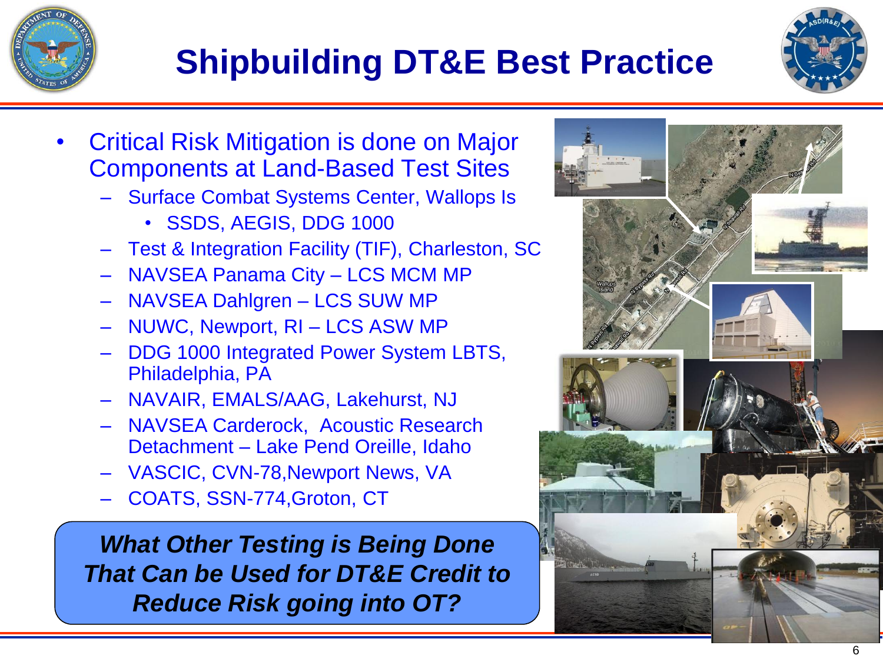# Shipbuilding DT&E Best Practice

- Critical Risk Mitigation is done on Major Components at Land-Based Test Sites
  - Surface Combat Systems Center, Wallops Is
    - SSDS, AEGIS, DDG 1000
  - Test & Integration Facility (TIF), Charleston, SC
  - NAVSEA Panama City – LCS MCM MP
  - NAVSEA Dahlgren – LCS SUW MP
  - NUWC, Newport, RI – LCS ASW MP
  - DDG 1000 Integrated Power System LBTS, Philadelphia, PA
  - NAVAIR, EMALS/AAG, Lakehurst, NJ
  - NAVSEA Carderock, Acoustic Research Detachment – Lake Pend Oreille, Idaho
  - VASCIC, CVN-78,Newport News, VA
  - COATS, SSN-774,Groton, CT

***What Other Testing is Being Done That Can be Used for DT&E Credit to Reduce Risk going into OT?***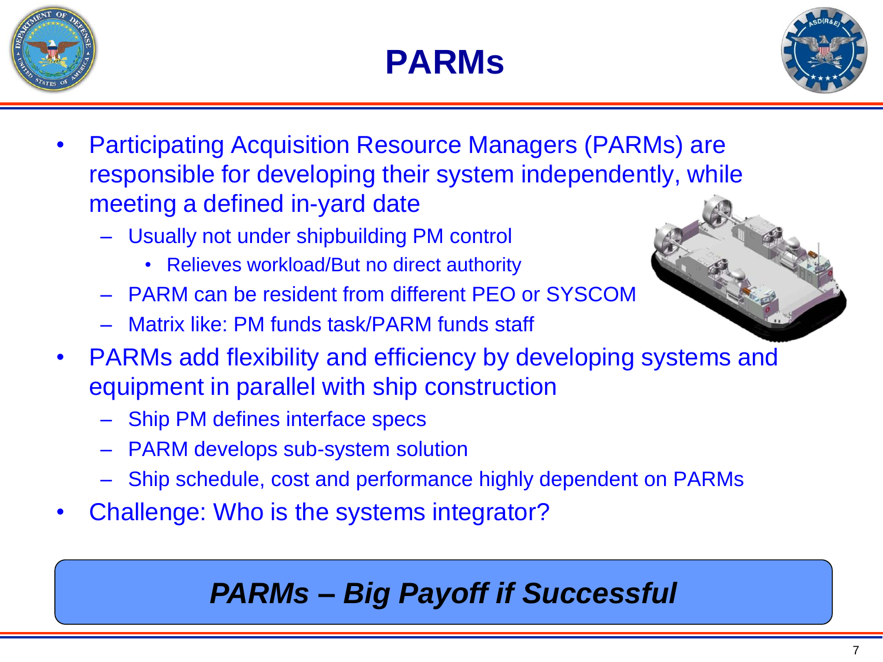# PARMs

- Participating Acquisition Resource Managers (PARMs) are responsible for developing their system independently, while meeting a defined in-yard date
  - Usually not under shipbuilding PM control
    - Relieves workload/But no direct authority
  - PARM can be resident from different PEO or SYSCOM
  - Matrix like: PM funds task/PARM funds staff
- PARMs add flexibility and efficiency by developing systems and equipment in parallel with ship construction
  - Ship PM defines interface specs
  - PARM develops sub-system solution
  - Ship schedule, cost and performance highly dependent on PARMs
- Challenge: Who is the systems integrator?

***PARMs – Big Payoff if Successful***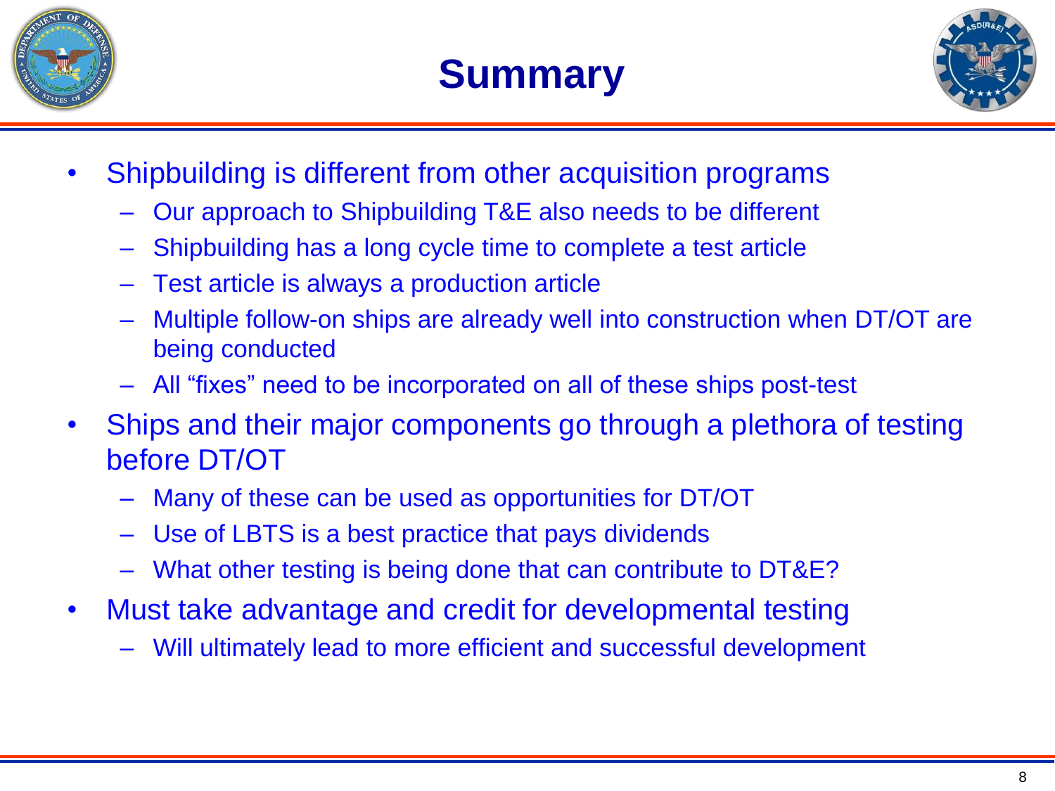# Summary

- Shipbuilding is different from other acquisition programs
  - Our approach to Shipbuilding T&E also needs to be different
  - Shipbuilding has a long cycle time to complete a test article
  - Test article is always a production article
  - Multiple follow-on ships are already well into construction when DT/OT are being conducted
  - All "fixes" need to be incorporated on all of these ships post-test
- Ships and their major components go through a plethora of testing before DT/OT
  - Many of these can be used as opportunities for DT/OT
  - Use of LBTS is a best practice that pays dividends
  - What other testing is being done that can contribute to DT&E?
- Must take advantage and credit for developmental testing
  - Will ultimately lead to more efficient and successful development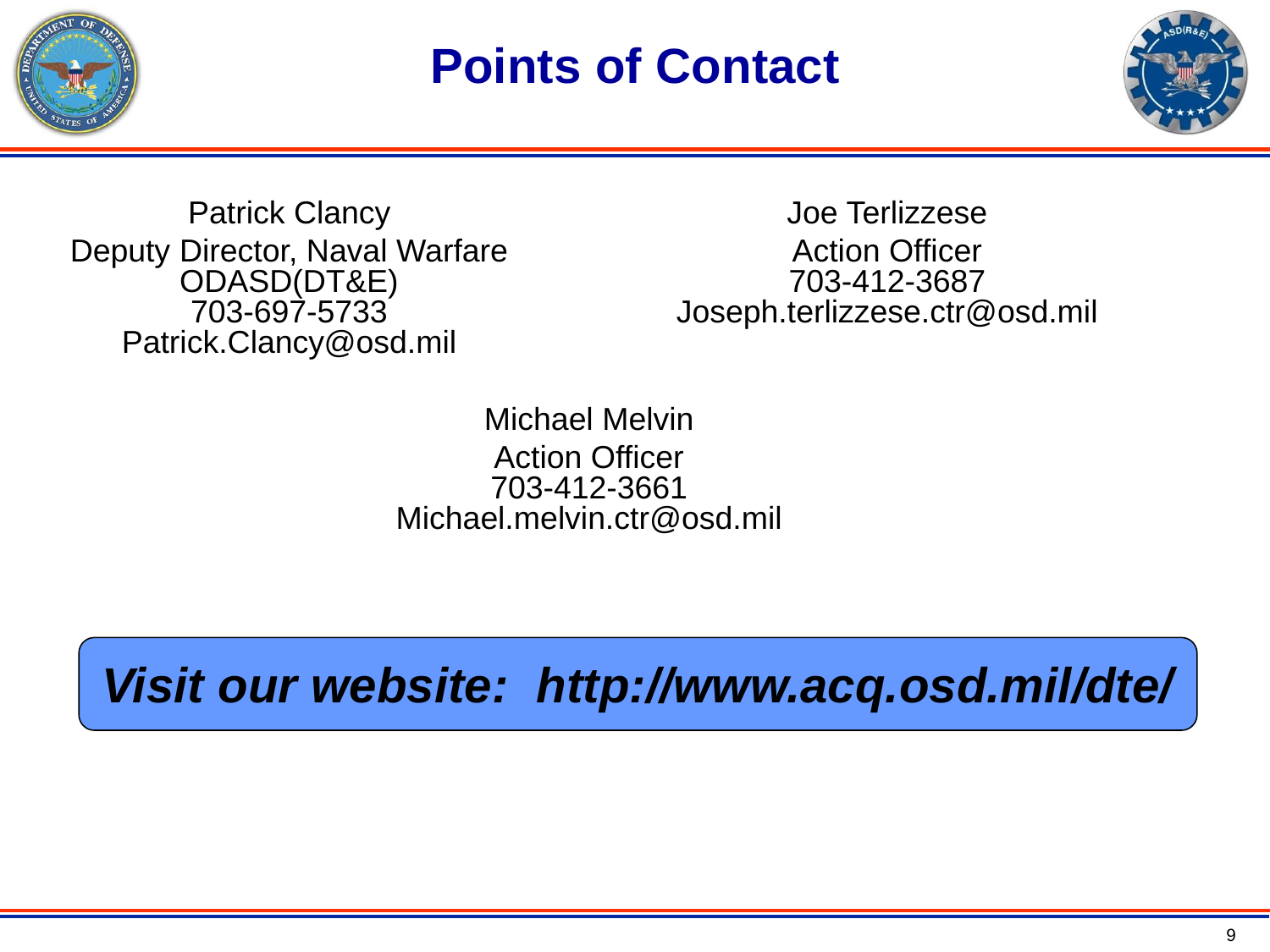# Points of Contact

Patrick Clancy
Deputy Director, Naval Warfare
ODASD(DT&E)
703-697-5733
Patrick.Clancy@osd.mil

Joe Terlizzese
Action Officer
703-412-3687
Joseph.terlizzese.ctr@osd.mil

Michael Melvin
Action Officer
703-412-3661
Michael.melvin.ctr@osd.mil

***Visit our website: http://www.acq.osd.mil/dte/***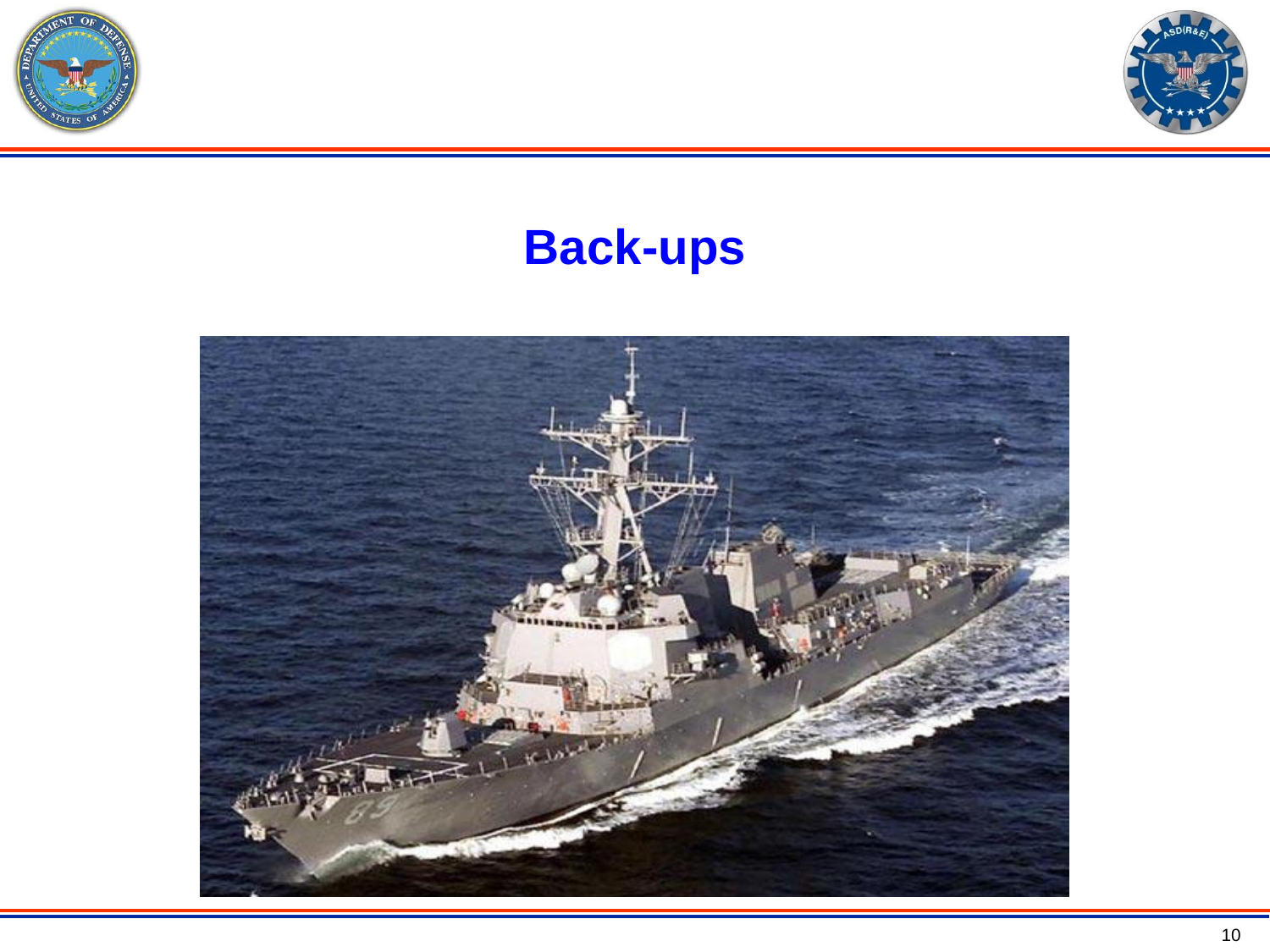# Back-ups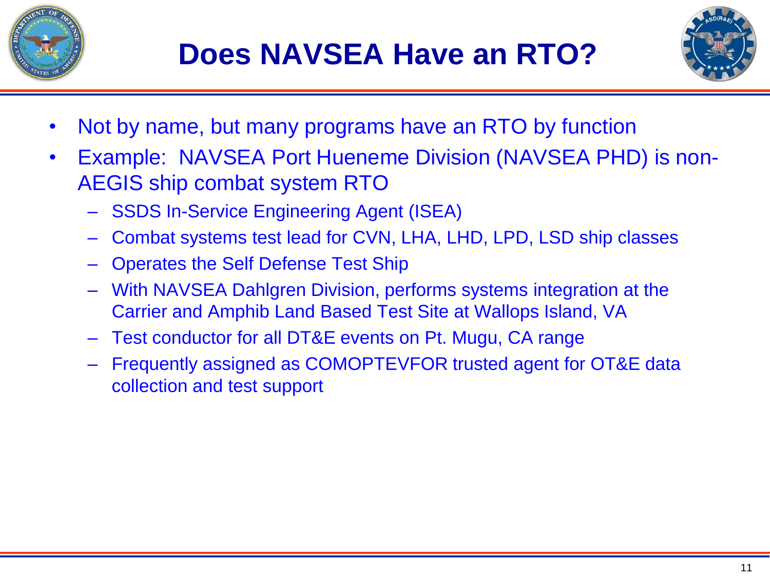# Does NAVSEA Have an RTO?

- Not by name, but many programs have an RTO by function
- Example: NAVSEA Port Hueneme Division (NAVSEA PHD) is non-AEGIS ship combat system RTO
  - SSDS In-Service Engineering Agent (ISEA)
  - Combat systems test lead for CVN, LHA, LHD, LPD, LSD ship classes
  - Operates the Self Defense Test Ship
  - With NAVSEA Dahlgren Division, performs systems integration at the Carrier and Amphib Land Based Test Site at Wallops Island, VA
  - Test conductor for all DT&E events on Pt. Mugu, CA range
  - Frequently assigned as COMOPTEVFOR trusted agent for OT&E data collection and test support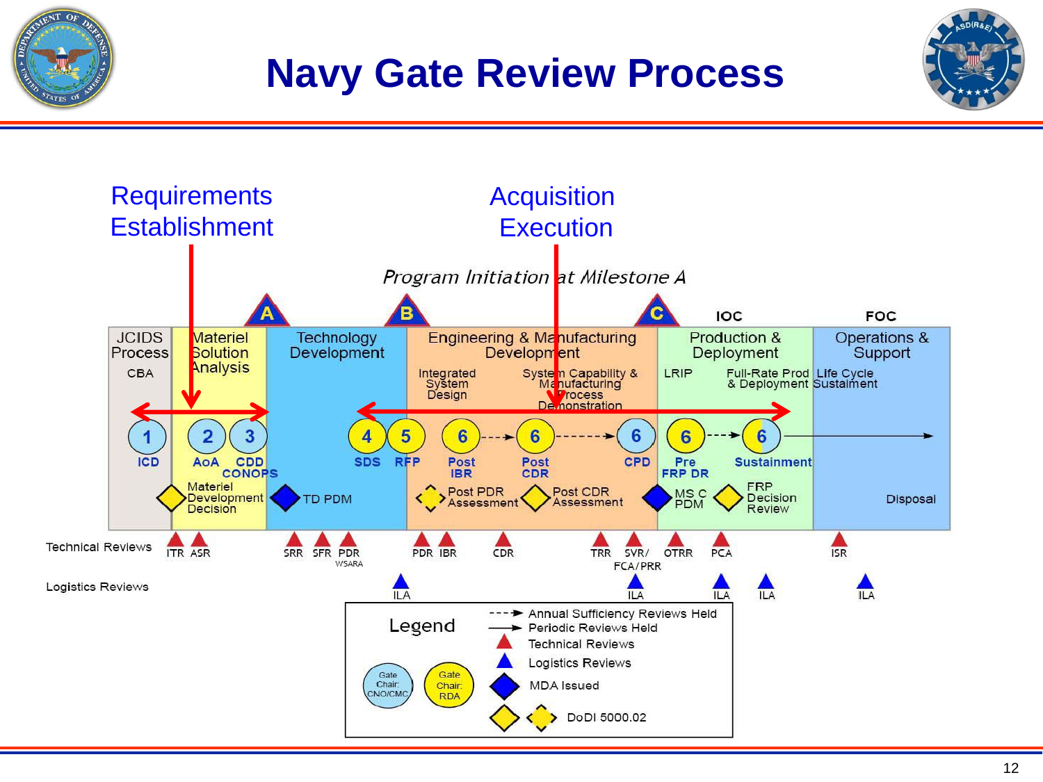# Navy Gate Review Process

Requirements Establishment

Acquisition Execution

*Program Initiation at Milestone A*

A B C IOC FOC

JCIDS Process
CBA

Materiel Solution Analysis

Technology Development

Engineering & Manufacturing Development
Integrated System Design
System Capability & Manufacturing Process Demonstration

Production & Deployment
LRIP
Full-Rate Prod & Deployment

Operations & Support
Life Cycle Sustainment

1 ICD
2 AoA
3 CDD CONOPS
4 SDS
5 RFP
6 Post IBR
6 Post CDR
6 CPD
6 Pre FRP DR
6 Sustainment

Materiel Development Decision
TD PDM
Post PDR Assessment
Post CDR Assessment
MS C PDM
FRP Decision Review
Disposal

Technical Reviews: ITR ASR SRR SFR PDR (WSARA) PDR IBR CDR TRR SVR/FCA/PRR OTRR PCA ISR

Logistics Reviews: ILA ILA ILA ILA ILA

Legend
Gate Chair: CNO/CMC
Gate Chair: RDA
Annual Sufficiency Reviews Held
Periodic Reviews Held
Technical Reviews
Logistics Reviews
MDA Issued
DoDI 5000.02